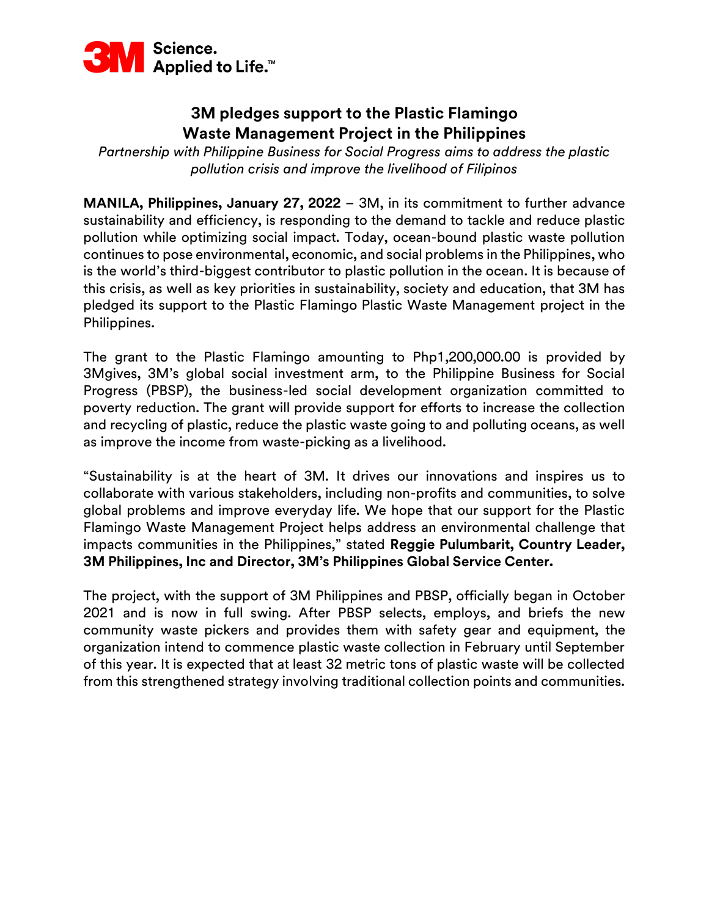3M Science. Applied to Life.™

# 3M pledges support to the Plastic Flamingo Waste Management Project in the Philippines

*Partnership with Philippine Business for Social Progress aims to address the plastic pollution crisis and improve the livelihood of Filipinos*

**MANILA, Philippines, January 27, 2022** – 3M, in its commitment to further advance sustainability and efficiency, is responding to the demand to tackle and reduce plastic pollution while optimizing social impact. Today, ocean-bound plastic waste pollution continues to pose environmental, economic, and social problems in the Philippines, who is the world's third-biggest contributor to plastic pollution in the ocean. It is because of this crisis, as well as key priorities in sustainability, society and education, that 3M has pledged its support to the Plastic Flamingo Plastic Waste Management project in the Philippines.

The grant to the Plastic Flamingo amounting to Php1,200,000.00 is provided by 3Mgives, 3M's global social investment arm, to the Philippine Business for Social Progress (PBSP), the business-led social development organization committed to poverty reduction. The grant will provide support for efforts to increase the collection and recycling of plastic, reduce the plastic waste going to and polluting oceans, as well as improve the income from waste-picking as a livelihood.

"Sustainability is at the heart of 3M. It drives our innovations and inspires us to collaborate with various stakeholders, including non-profits and communities, to solve global problems and improve everyday life. We hope that our support for the Plastic Flamingo Waste Management Project helps address an environmental challenge that impacts communities in the Philippines," stated **Reggie Pulumbarit, Country Leader, 3M Philippines, Inc and Director, 3M's Philippines Global Service Center.**

The project, with the support of 3M Philippines and PBSP, officially began in October 2021 and is now in full swing. After PBSP selects, employs, and briefs the new community waste pickers and provides them with safety gear and equipment, the organization intend to commence plastic waste collection in February until September of this year. It is expected that at least 32 metric tons of plastic waste will be collected from this strengthened strategy involving traditional collection points and communities.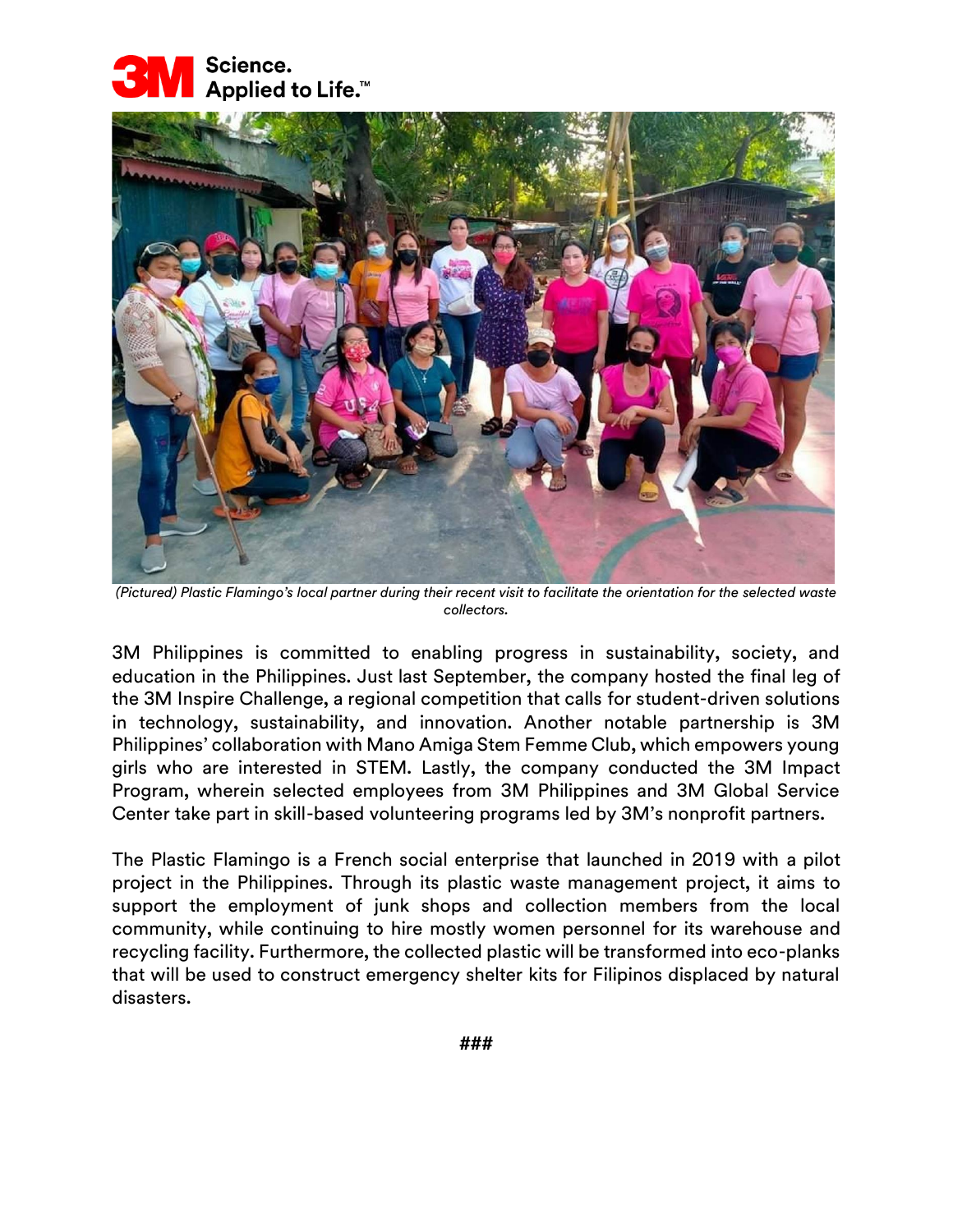*(Pictured) Plastic Flamingo's local partner during their recent visit to facilitate the orientation for the selected waste collectors.*

3M Philippines is committed to enabling progress in sustainability, society, and education in the Philippines. Just last September, the company hosted the final leg of the 3M Inspire Challenge, a regional competition that calls for student-driven solutions in technology, sustainability, and innovation. Another notable partnership is 3M Philippines' collaboration with Mano Amiga Stem Femme Club, which empowers young girls who are interested in STEM. Lastly, the company conducted the 3M Impact Program, wherein selected employees from 3M Philippines and 3M Global Service Center take part in skill-based volunteering programs led by 3M's nonprofit partners.

The Plastic Flamingo is a French social enterprise that launched in 2019 with a pilot project in the Philippines. Through its plastic waste management project, it aims to support the employment of junk shops and collection members from the local community, while continuing to hire mostly women personnel for its warehouse and recycling facility. Furthermore, the collected plastic will be transformed into eco-planks that will be used to construct emergency shelter kits for Filipinos displaced by natural disasters.

###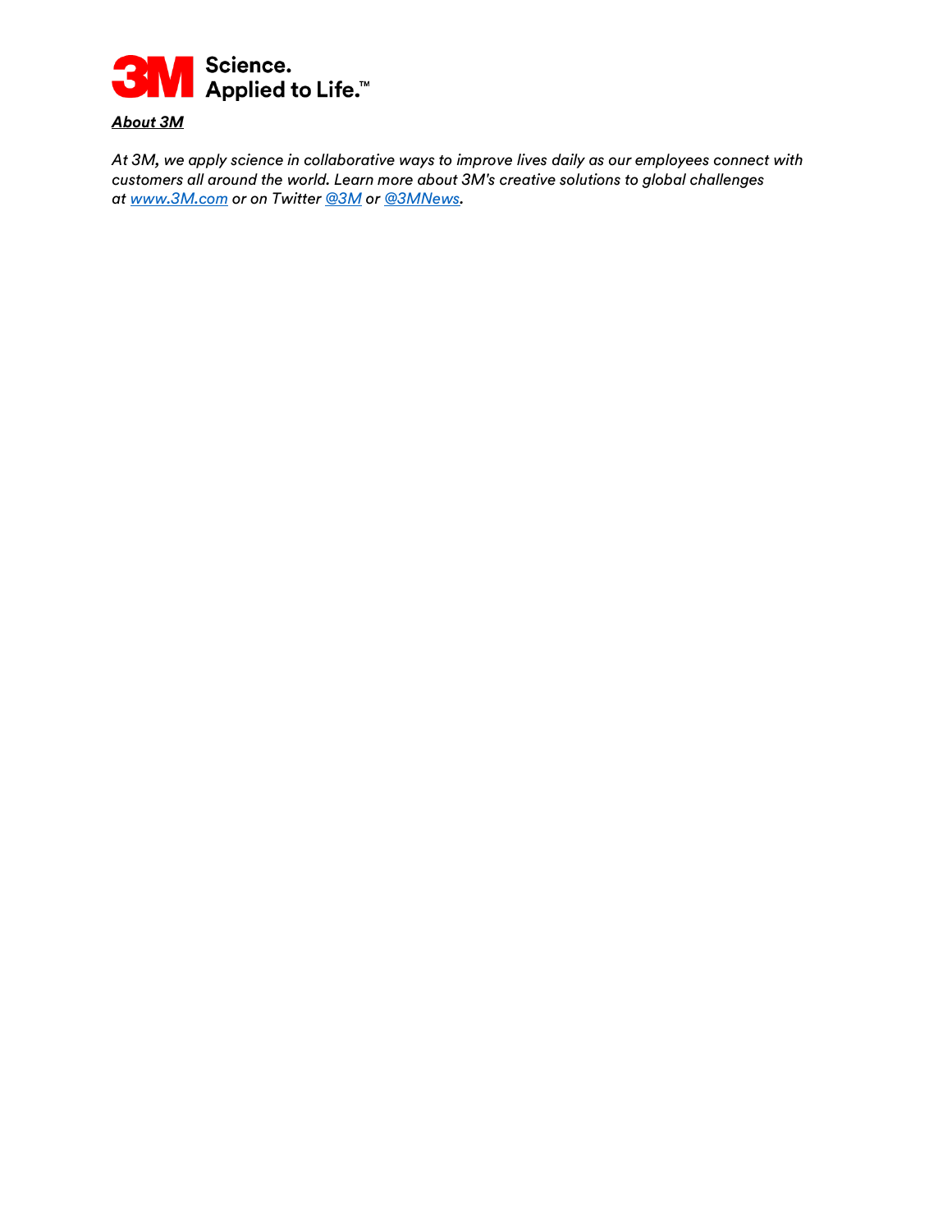3M Science. Applied to Life.™

***About 3M***

*At 3M, we apply science in collaborative ways to improve lives daily as our employees connect with customers all around the world. Learn more about 3M's creative solutions to global challenges at [www.3M.com](http://www.3M.com) or on Twitter [@3M](https://twitter.com/3M) or [@3MNews](https://twitter.com/3MNews).*